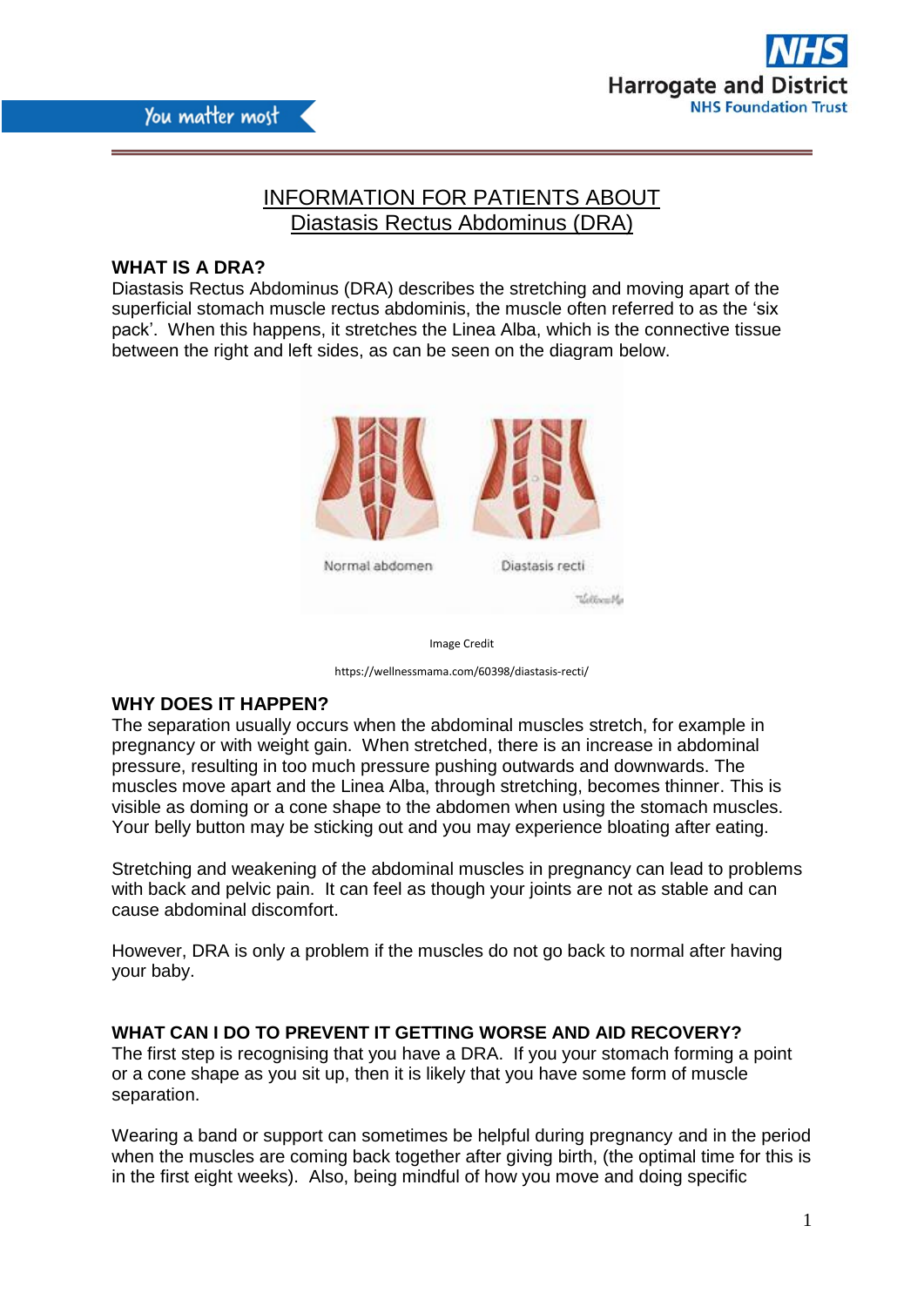# INFORMATION FOR PATIENTS ABOUT Diastasis Rectus Abdominus (DRA)

## WHAT IS A DRA?

Diastasis Rectus Abdominus (DRA) describes the stretching and moving apart of the superficial stomach muscle rectus abdominis, the muscle often referred to as the 'six pack'. When this happens, it stretches the Linea Alba, which is the connective tissue between the right and left sides, as can be seen on the diagram below.

Normal abdomen    Diastasis recti

Image Credit

https://wellnessmama.com/60398/diastasis-recti/

## WHY DOES IT HAPPEN?

The separation usually occurs when the abdominal muscles stretch, for example in pregnancy or with weight gain. When stretched, there is an increase in abdominal pressure, resulting in too much pressure pushing outwards and downwards. The muscles move apart and the Linea Alba, through stretching, becomes thinner. This is visible as doming or a cone shape to the abdomen when using the stomach muscles. Your belly button may be sticking out and you may experience bloating after eating.

Stretching and weakening of the abdominal muscles in pregnancy can lead to problems with back and pelvic pain. It can feel as though your joints are not as stable and can cause abdominal discomfort.

However, DRA is only a problem if the muscles do not go back to normal after having your baby.

## WHAT CAN I DO TO PREVENT IT GETTING WORSE AND AID RECOVERY?

The first step is recognising that you have a DRA. If you your stomach forming a point or a cone shape as you sit up, then it is likely that you have some form of muscle separation.

Wearing a band or support can sometimes be helpful during pregnancy and in the period when the muscles are coming back together after giving birth, (the optimal time for this is in the first eight weeks). Also, being mindful of how you move and doing specific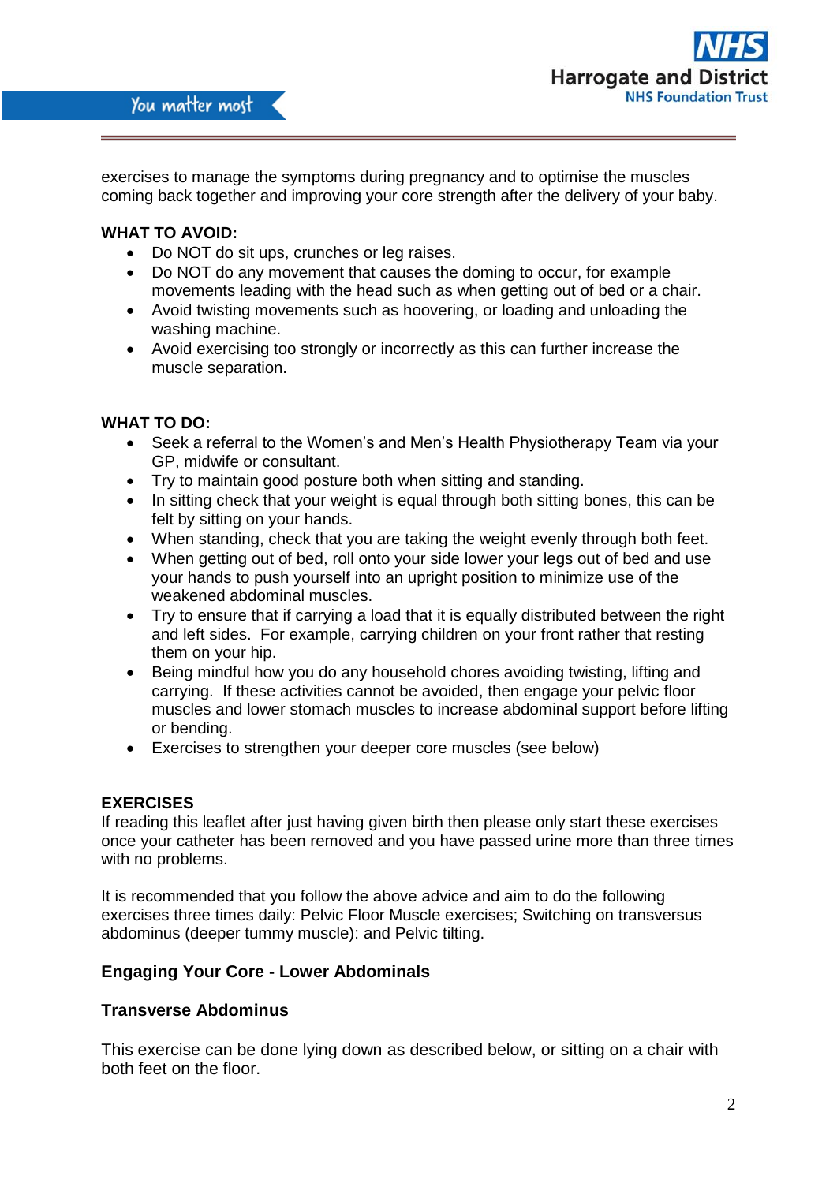exercises to manage the symptoms during pregnancy and to optimise the muscles coming back together and improving your core strength after the delivery of your baby.

**WHAT TO AVOID:**

- Do NOT do sit ups, crunches or leg raises.
- Do NOT do any movement that causes the doming to occur, for example movements leading with the head such as when getting out of bed or a chair.
- Avoid twisting movements such as hoovering, or loading and unloading the washing machine.
- Avoid exercising too strongly or incorrectly as this can further increase the muscle separation.

**WHAT TO DO:**

- Seek a referral to the Women's and Men's Health Physiotherapy Team via your GP, midwife or consultant.
- Try to maintain good posture both when sitting and standing.
- In sitting check that your weight is equal through both sitting bones, this can be felt by sitting on your hands.
- When standing, check that you are taking the weight evenly through both feet.
- When getting out of bed, roll onto your side lower your legs out of bed and use your hands to push yourself into an upright position to minimize use of the weakened abdominal muscles.
- Try to ensure that if carrying a load that it is equally distributed between the right and left sides. For example, carrying children on your front rather that resting them on your hip.
- Being mindful how you do any household chores avoiding twisting, lifting and carrying. If these activities cannot be avoided, then engage your pelvic floor muscles and lower stomach muscles to increase abdominal support before lifting or bending.
- Exercises to strengthen your deeper core muscles (see below)

**EXERCISES**

If reading this leaflet after just having given birth then please only start these exercises once your catheter has been removed and you have passed urine more than three times with no problems.

It is recommended that you follow the above advice and aim to do the following exercises three times daily: Pelvic Floor Muscle exercises; Switching on transversus abdominus (deeper tummy muscle): and Pelvic tilting.

### Engaging Your Core - Lower Abdominals

### Transverse Abdominus

This exercise can be done lying down as described below, or sitting on a chair with both feet on the floor.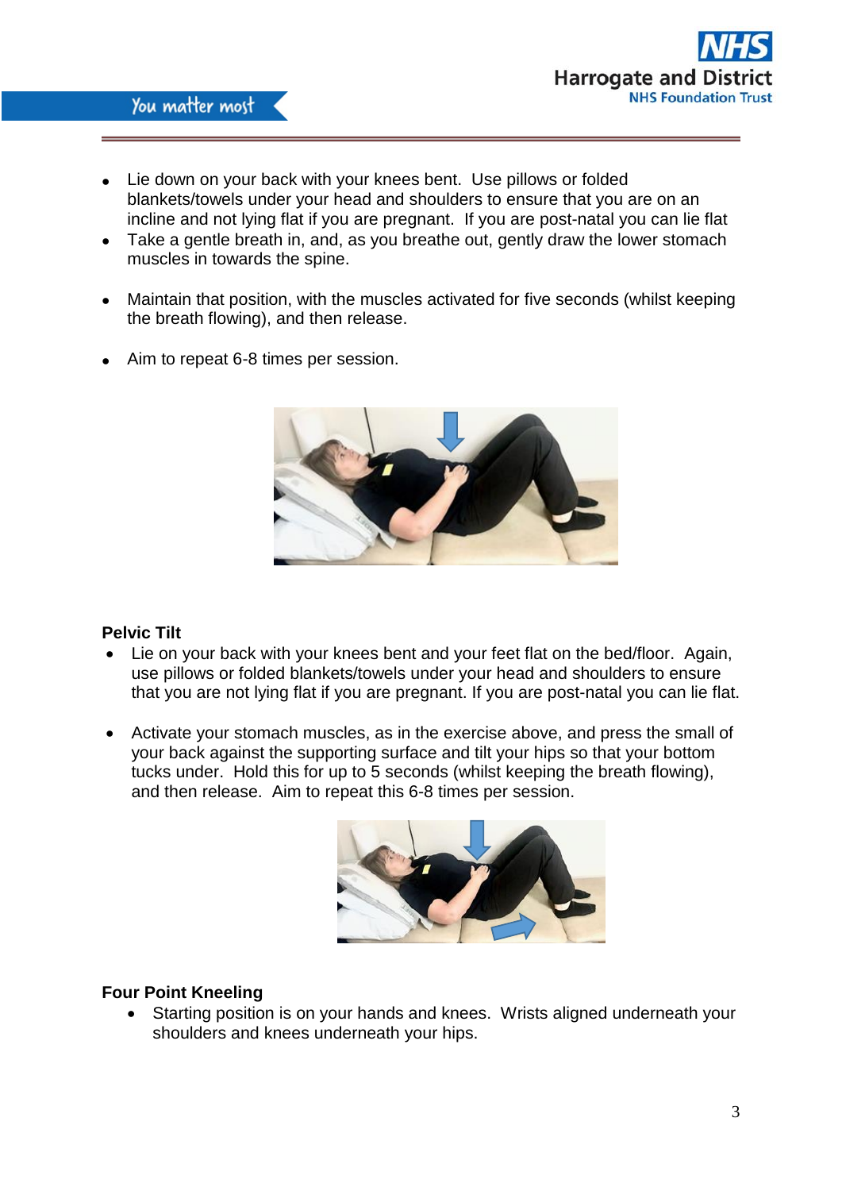- Lie down on your back with your knees bent. Use pillows or folded blankets/towels under your head and shoulders to ensure that you are on an incline and not lying flat if you are pregnant. If you are post-natal you can lie flat
- Take a gentle breath in, and, as you breathe out, gently draw the lower stomach muscles in towards the spine.
- Maintain that position, with the muscles activated for five seconds (whilst keeping the breath flowing), and then release.
- Aim to repeat 6-8 times per session.

**Pelvic Tilt**

- Lie on your back with your knees bent and your feet flat on the bed/floor. Again, use pillows or folded blankets/towels under your head and shoulders to ensure that you are not lying flat if you are pregnant. If you are post-natal you can lie flat.
- Activate your stomach muscles, as in the exercise above, and press the small of your back against the supporting surface and tilt your hips so that your bottom tucks under. Hold this for up to 5 seconds (whilst keeping the breath flowing), and then release. Aim to repeat this 6-8 times per session.

**Four Point Kneeling**

- Starting position is on your hands and knees. Wrists aligned underneath your shoulders and knees underneath your hips.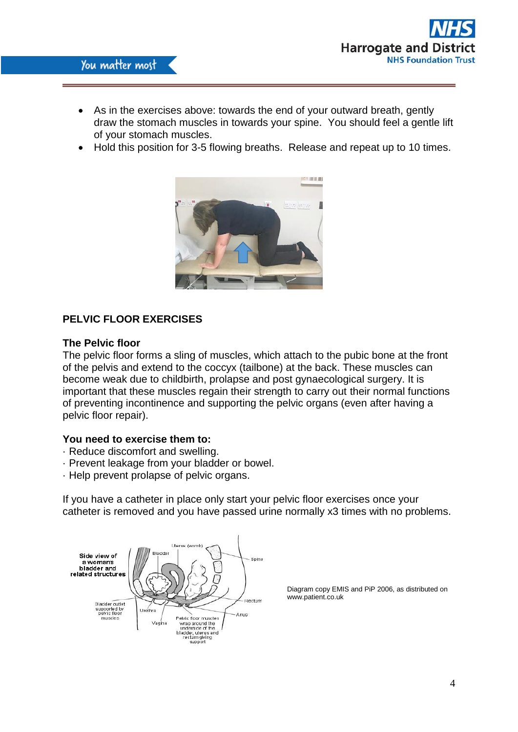- As in the exercises above: towards the end of your outward breath, gently draw the stomach muscles in towards your spine. You should feel a gentle lift of your stomach muscles.
- Hold this position for 3-5 flowing breaths. Release and repeat up to 10 times.

## PELVIC FLOOR EXERCISES

### The Pelvic floor

The pelvic floor forms a sling of muscles, which attach to the pubic bone at the front of the pelvis and extend to the coccyx (tailbone) at the back. These muscles can become weak due to childbirth, prolapse and post gynaecological surgery. It is important that these muscles regain their strength to carry out their normal functions of preventing incontinence and supporting the pelvic organs (even after having a pelvic floor repair).

### You need to exercise them to:

· Reduce discomfort and swelling.
· Prevent leakage from your bladder or bowel.
· Help prevent prolapse of pelvic organs.

If you have a catheter in place only start your pelvic floor exercises once your catheter is removed and you have passed urine normally x3 times with no problems.

Diagram copy EMIS and PiP 2006, as distributed on www.patient.co.uk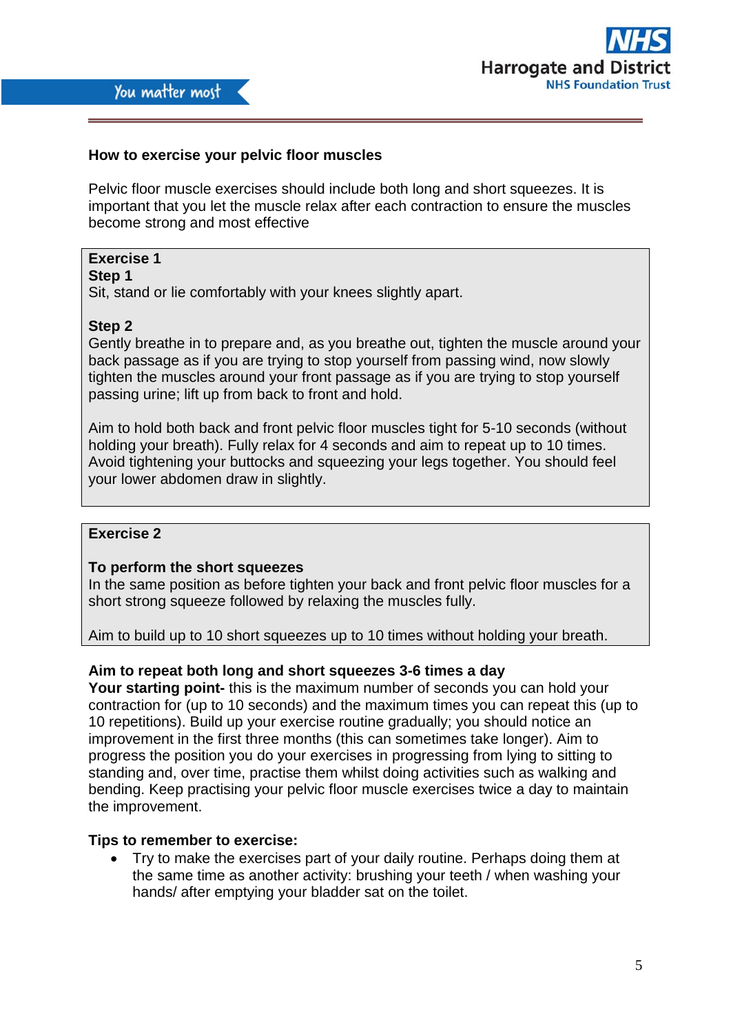## How to exercise your pelvic floor muscles

Pelvic floor muscle exercises should include both long and short squeezes. It is important that you let the muscle relax after each contraction to ensure the muscles become strong and most effective

**Exercise 1**

**Step 1**

Sit, stand or lie comfortably with your knees slightly apart.

**Step 2**

Gently breathe in to prepare and, as you breathe out, tighten the muscle around your back passage as if you are trying to stop yourself from passing wind, now slowly tighten the muscles around your front passage as if you are trying to stop yourself passing urine; lift up from back to front and hold.

Aim to hold both back and front pelvic floor muscles tight for 5-10 seconds (without holding your breath). Fully relax for 4 seconds and aim to repeat up to 10 times. Avoid tightening your buttocks and squeezing your legs together. You should feel your lower abdomen draw in slightly.

**Exercise 2**

**To perform the short squeezes**

In the same position as before tighten your back and front pelvic floor muscles for a short strong squeeze followed by relaxing the muscles fully.

Aim to build up to 10 short squeezes up to 10 times without holding your breath.

**Aim to repeat both long and short squeezes 3-6 times a day**

**Your starting point-** this is the maximum number of seconds you can hold your contraction for (up to 10 seconds) and the maximum times you can repeat this (up to 10 repetitions). Build up your exercise routine gradually; you should notice an improvement in the first three months (this can sometimes take longer). Aim to progress the position you do your exercises in progressing from lying to sitting to standing and, over time, practise them whilst doing activities such as walking and bending. Keep practising your pelvic floor muscle exercises twice a day to maintain the improvement.

**Tips to remember to exercise:**

- Try to make the exercises part of your daily routine. Perhaps doing them at the same time as another activity: brushing your teeth / when washing your hands/ after emptying your bladder sat on the toilet.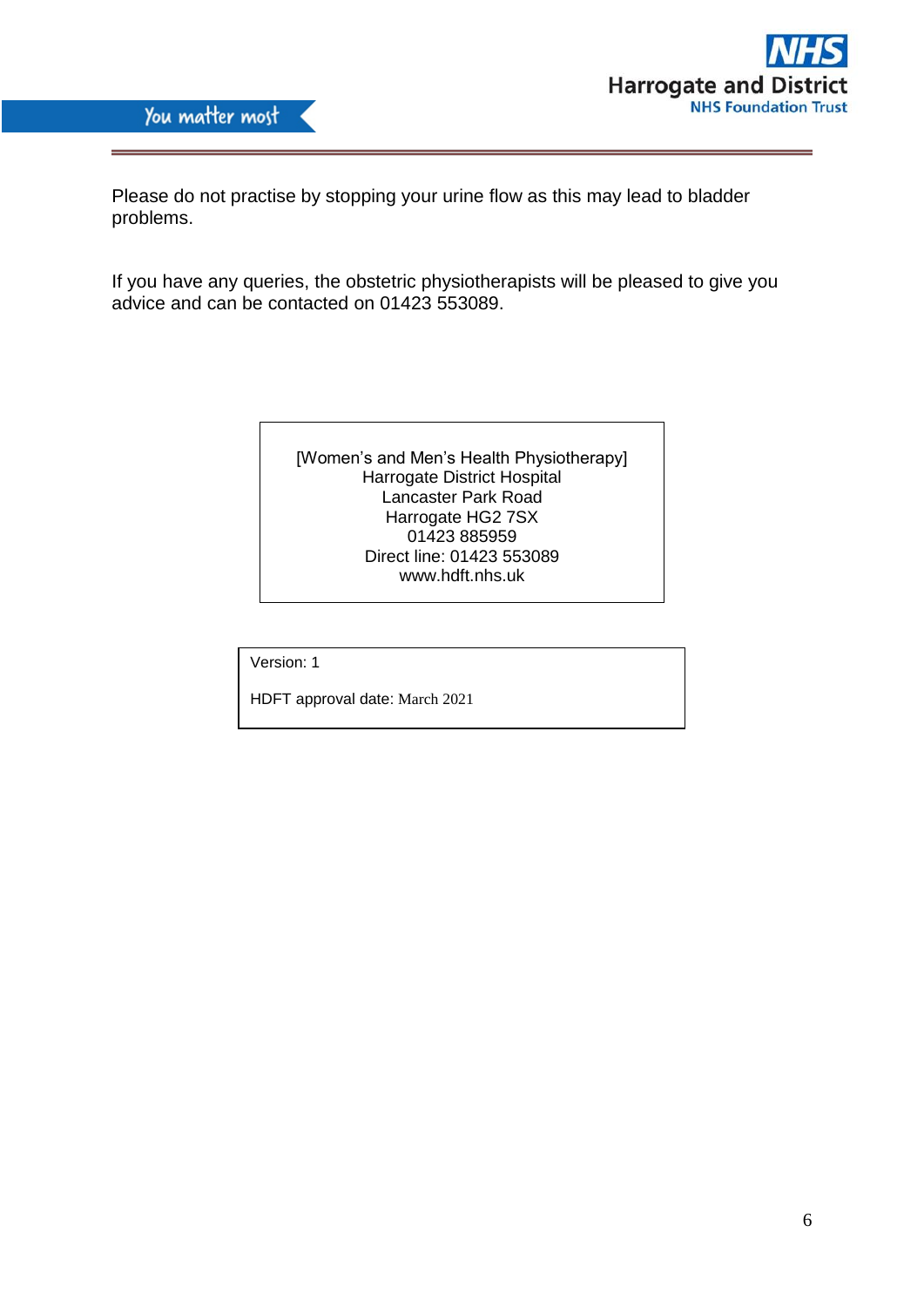Please do not practise by stopping your urine flow as this may lead to bladder problems.

If you have any queries, the obstetric physiotherapists will be pleased to give you advice and can be contacted on 01423 553089.

[Women's and Men's Health Physiotherapy]
Harrogate District Hospital
Lancaster Park Road
Harrogate HG2 7SX
01423 885959
Direct line: 01423 553089
www.hdft.nhs.uk

Version: 1

HDFT approval date: March 2021